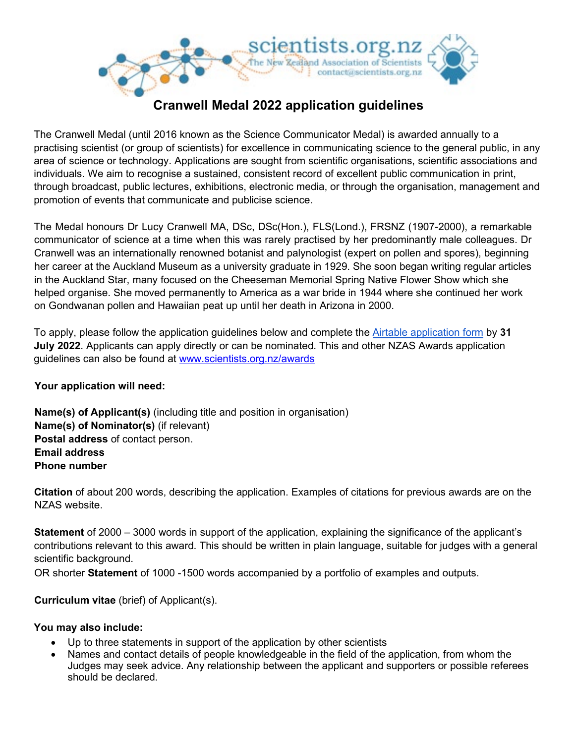# Cranwell Medal 2022 application guidelines

The Cranwell Medal (until 2016 known as the Science Communicator Medal) is awarded annually to a practising scientist (or group of scientists) for excellence in communicating science to the general public, in any area of science or technology. Applications are sought from scientific organisations, scientific associations and individuals. We aim to recognise a sustained, consistent record of excellent public communication in print, through broadcast, public lectures, exhibitions, electronic media, or through the organisation, management and promotion of events that communicate and publicise science.

The Medal honours Dr Lucy Cranwell MA, DSc, DSc(Hon.), FLS(Lond.), FRSNZ (1907-2000), a remarkable communicator of science at a time when this was rarely practised by her predominantly male colleagues. Dr Cranwell was an internationally renowned botanist and palynologist (expert on pollen and spores), beginning her career at the Auckland Museum as a university graduate in 1929. She soon began writing regular articles in the Auckland Star, many focused on the Cheeseman Memorial Spring Native Flower Show which she helped organise. She moved permanently to America as a war bride in 1944 where she continued her work on Gondwanan pollen and Hawaiian peat up until her death in Arizona in 2000.

To apply, please follow the application guidelines below and complete the Airtable application form by **31 July 2022**. Applicants can apply directly or can be nominated. This and other NZAS Awards application guidelines can also be found at www.scientists.org.nz/awards

**Your application will need:**

**Name(s) of Applicant(s)** (including title and position in organisation)
**Name(s) of Nominator(s)** (if relevant)
**Postal address** of contact person.
**Email address**
**Phone number**

**Citation** of about 200 words, describing the application. Examples of citations for previous awards are on the NZAS website.

**Statement** of 2000 – 3000 words in support of the application, explaining the significance of the applicant's contributions relevant to this award. This should be written in plain language, suitable for judges with a general scientific background.
OR shorter **Statement** of 1000 -1500 words accompanied by a portfolio of examples and outputs.

**Curriculum vitae** (brief) of Applicant(s).

**You may also include:**

- Up to three statements in support of the application by other scientists
- Names and contact details of people knowledgeable in the field of the application, from whom the Judges may seek advice. Any relationship between the applicant and supporters or possible referees should be declared.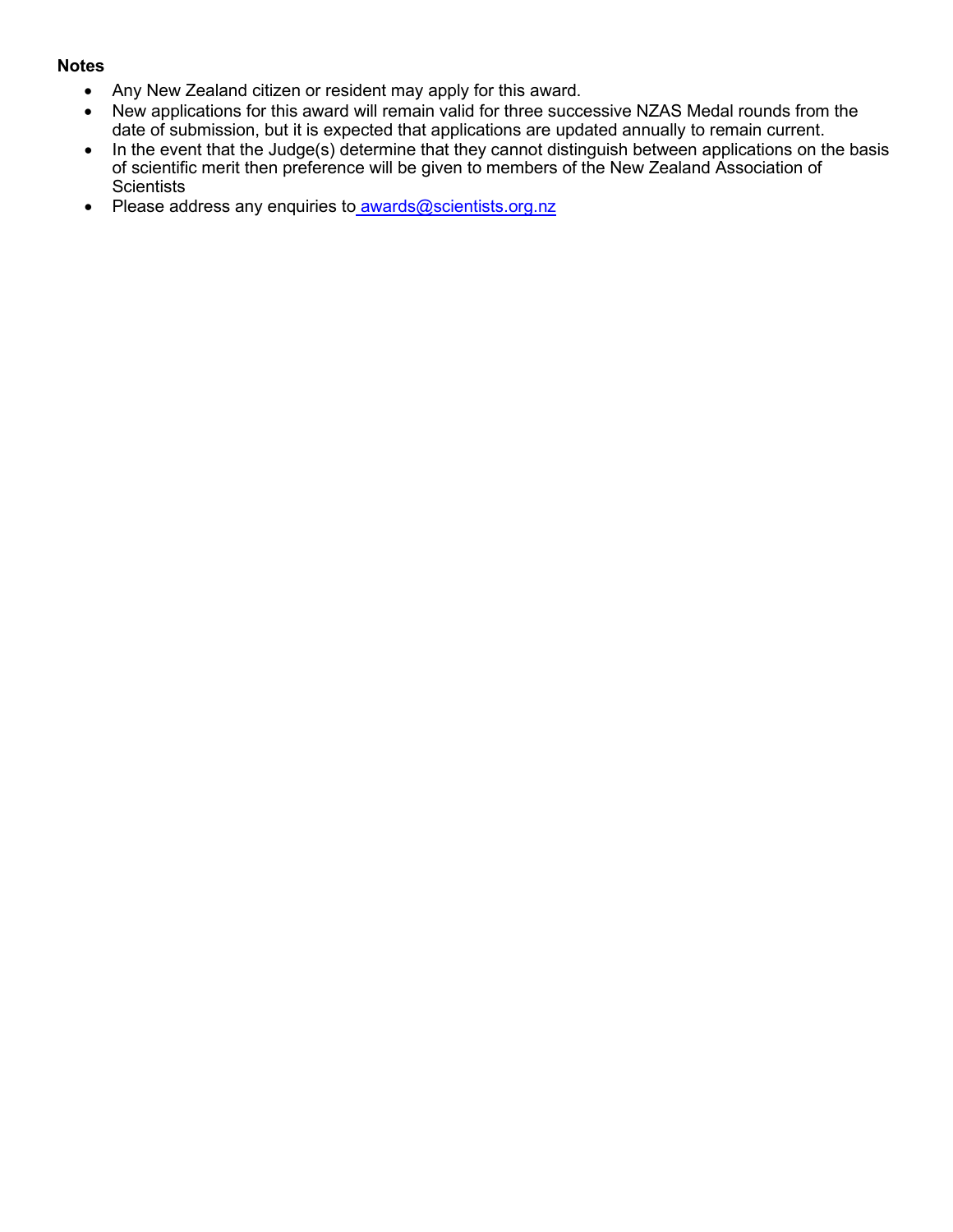**Notes**

- Any New Zealand citizen or resident may apply for this award.
- New applications for this award will remain valid for three successive NZAS Medal rounds from the date of submission, but it is expected that applications are updated annually to remain current.
- In the event that the Judge(s) determine that they cannot distinguish between applications on the basis of scientific merit then preference will be given to members of the New Zealand Association of Scientists
- Please address any enquiries to awards@scientists.org.nz